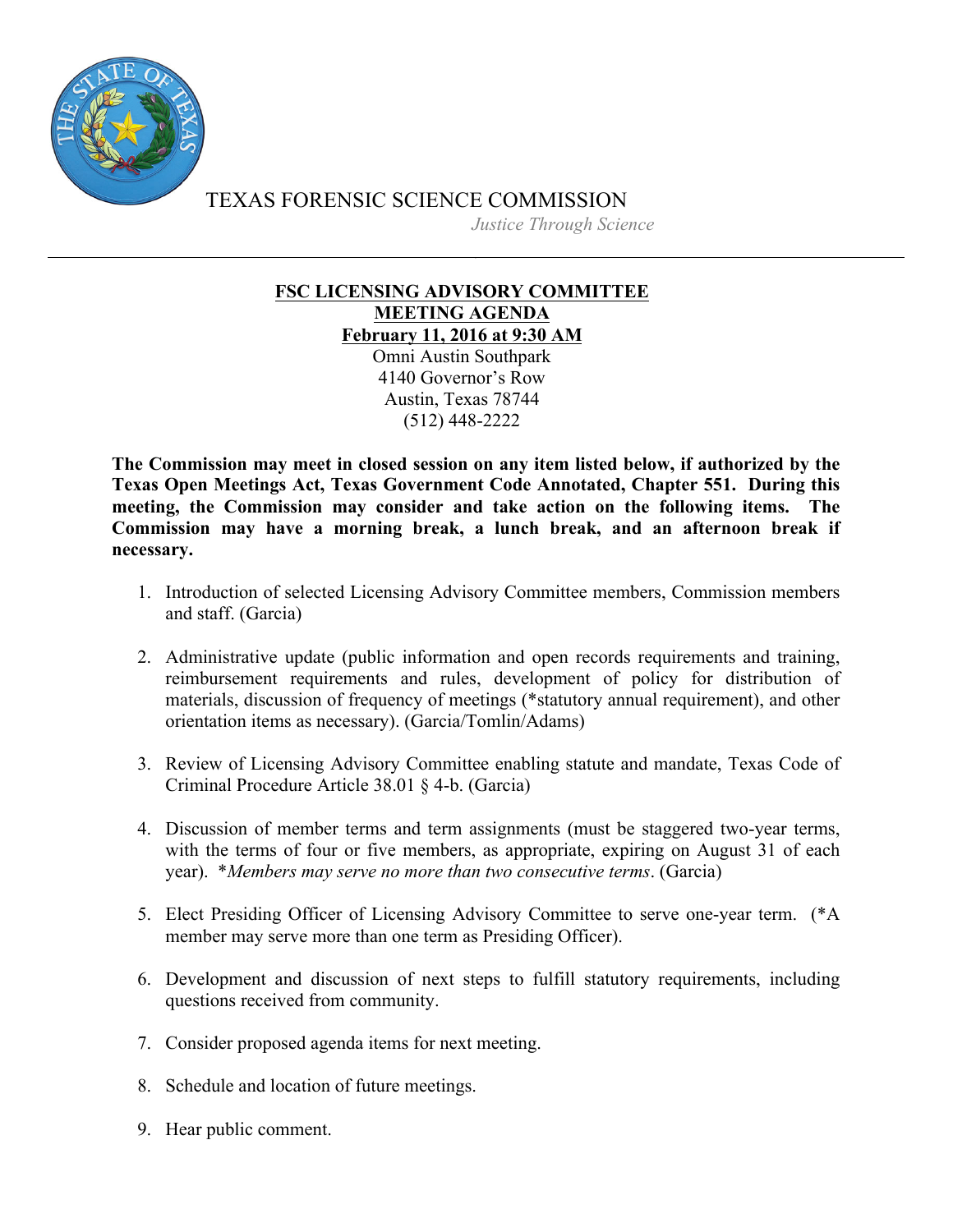TEXAS FORENSIC SCIENCE COMMISSION

*Justice Through Science*

---

# FSC LICENSING ADVISORY COMMITTEE
## MEETING AGENDA
## February 11, 2016 at 9:30 AM

Omni Austin Southpark
4140 Governor's Row
Austin, Texas 78744
(512) 448-2222

**The Commission may meet in closed session on any item listed below, if authorized by the Texas Open Meetings Act, Texas Government Code Annotated, Chapter 551. During this meeting, the Commission may consider and take action on the following items. The Commission may have a morning break, a lunch break, and an afternoon break if necessary.**

1. Introduction of selected Licensing Advisory Committee members, Commission members and staff. (Garcia)

2. Administrative update (public information and open records requirements and training, reimbursement requirements and rules, development of policy for distribution of materials, discussion of frequency of meetings (*statutory annual requirement), and other orientation items as necessary). (Garcia/Tomlin/Adams)

3. Review of Licensing Advisory Committee enabling statute and mandate, Texas Code of Criminal Procedure Article 38.01 § 4-b. (Garcia)

4. Discussion of member terms and term assignments (must be staggered two-year terms, with the terms of four or five members, as appropriate, expiring on August 31 of each year). **Members may serve no more than two consecutive terms*. (Garcia)

5. Elect Presiding Officer of Licensing Advisory Committee to serve one-year term. (*A member may serve more than one term as Presiding Officer).

6. Development and discussion of next steps to fulfill statutory requirements, including questions received from community.

7. Consider proposed agenda items for next meeting.

8. Schedule and location of future meetings.

9. Hear public comment.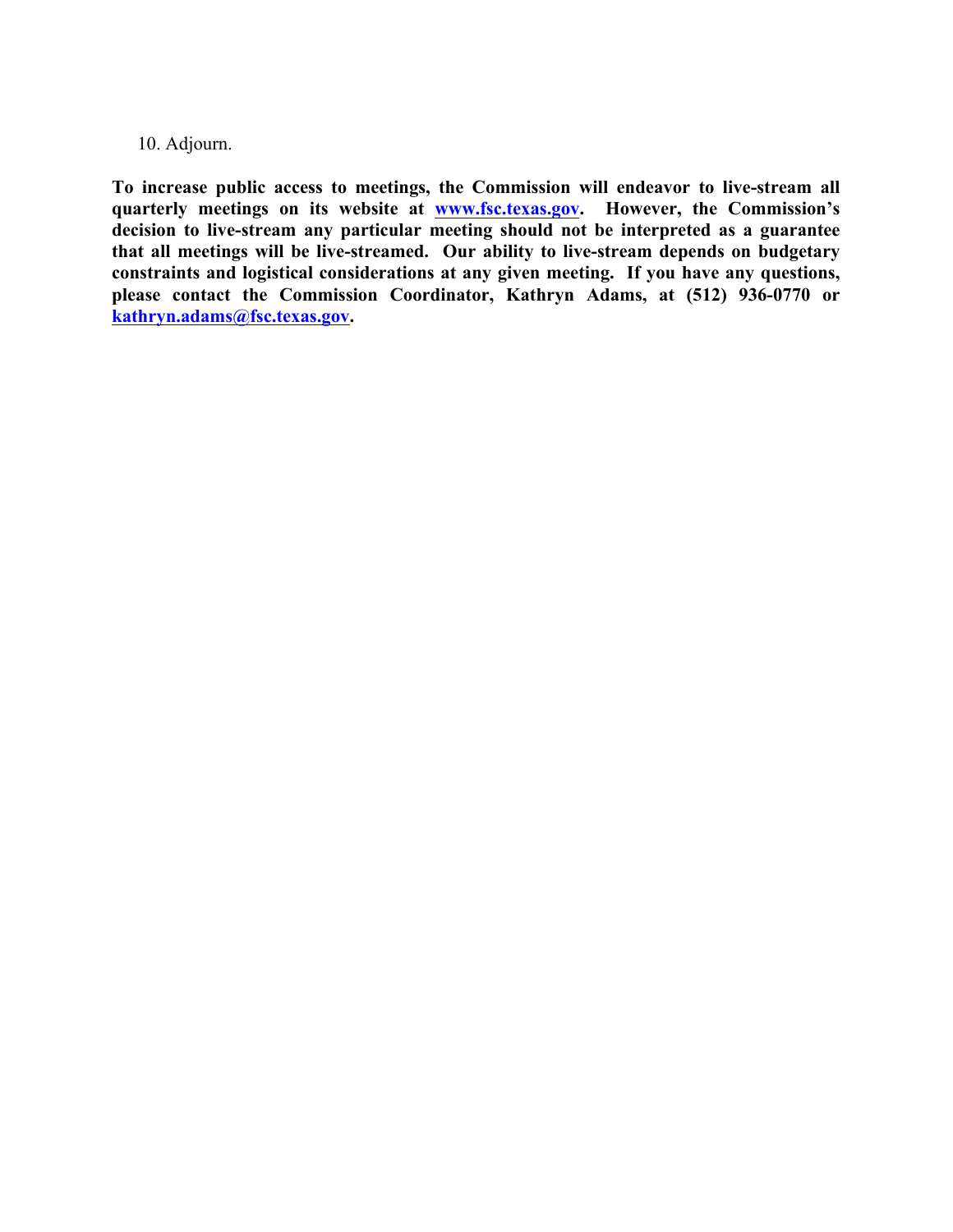10. Adjourn.

**To increase public access to meetings, the Commission will endeavor to live-stream all quarterly meetings on its website at [www.fsc.texas.gov](http://www.fsc.texas.gov). However, the Commission's decision to live-stream any particular meeting should not be interpreted as a guarantee that all meetings will be live-streamed. Our ability to live-stream depends on budgetary constraints and logistical considerations at any given meeting. If you have any questions, please contact the Commission Coordinator, Kathryn Adams, at (512) 936-0770 or [kathryn.adams@fsc.texas.gov](mailto:kathryn.adams@fsc.texas.gov).**